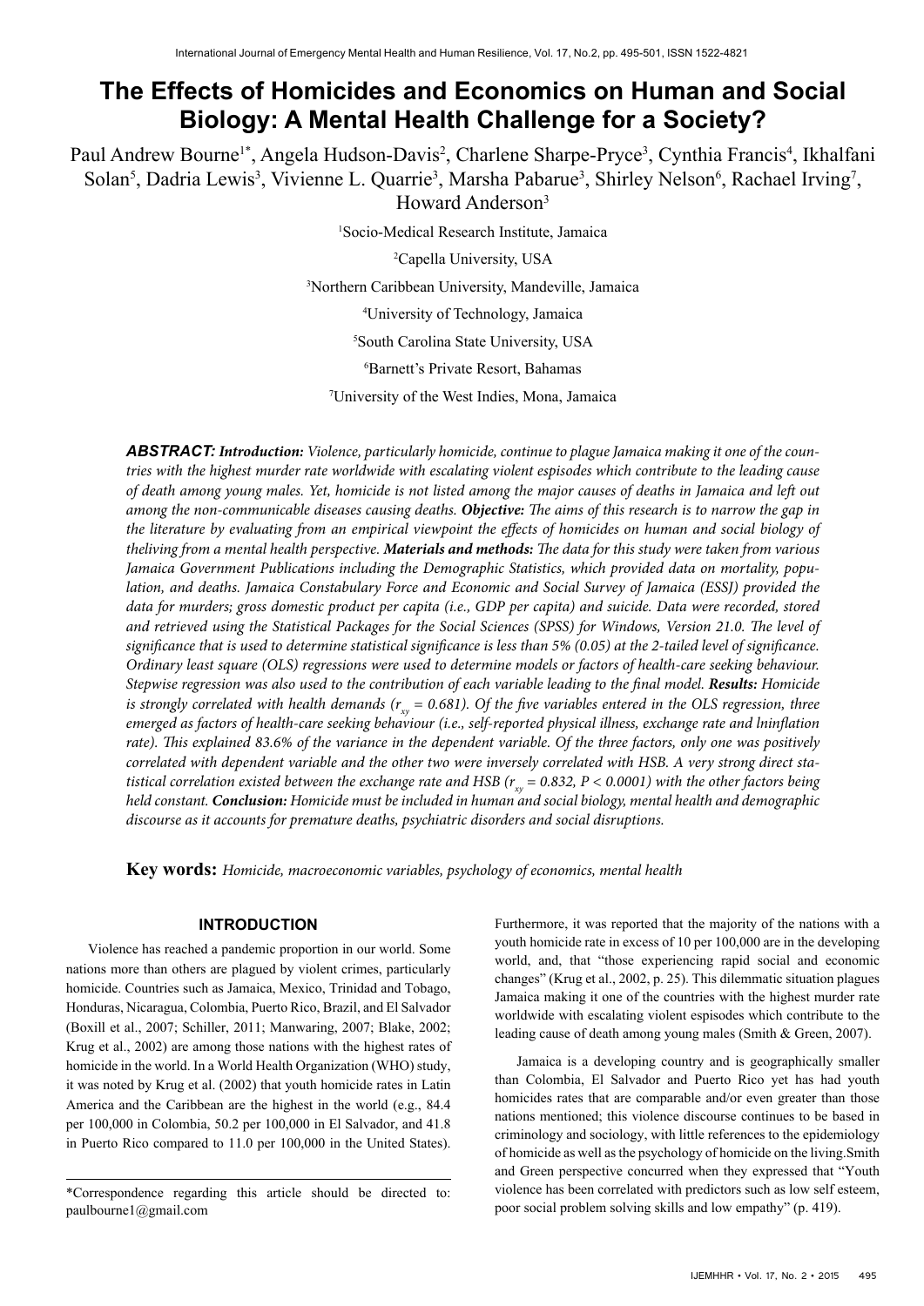# The Effects of Homicides and Economics on Human and Social Biology: A Mental Health Challenge for a Society?

Paul Andrew Bourne[1*], Angela Hudson-Davis[2], Charlene Sharpe-Pryce[3], Cynthia Francis[4], Ikhalfani Solan[5], Dadria Lewis[3], Vivienne L. Quarrie[3], Marsha Pabarue[3], Shirley Nelson[6], Rachael Irving[7], Howard Anderson[3]

[1]Socio-Medical Research Institute, Jamaica

[2]Capella University, USA

[3]Northern Caribbean University, Mandeville, Jamaica

[4]University of Technology, Jamaica

[5]South Carolina State University, USA

[6]Barnett's Private Resort, Bahamas

[7]University of the West Indies, Mona, Jamaica

***ABSTRACT:*** ***Introduction:*** *Violence, particularly homicide, continue to plague Jamaica making it one of the countries with the highest murder rate worldwide with escalating violent episodes which contribute to the leading cause of death among young males. Yet, homicide is not listed among the major causes of deaths in Jamaica and left out among the non-communicable diseases causing deaths.* ***Objective:*** *The aims of this research is to narrow the gap in the literature by evaluating from an empirical viewpoint the effects of homicides on human and social biology of theliving from a mental health perspective.* ***Materials and methods:*** *The data for this study were taken from various Jamaica Government Publications including the Demographic Statistics, which provided data on mortality, population, and deaths. Jamaica Constabulary Force and Economic and Social Survey of Jamaica (ESSJ) provided the data for murders; gross domestic product per capita (i.e., GDP per capita) and suicide. Data were recorded, stored and retrieved using the Statistical Packages for the Social Sciences (SPSS) for Windows, Version 21.0. The level of significance that is used to determine statistical significance is less than 5% (0.05) at the 2-tailed level of significance. Ordinary least square (OLS) regressions were used to determine models or factors of health-care seeking behaviour. Stepwise regression was also used to the contribution of each variable leading to the final model.* ***Results:*** *Homicide is strongly correlated with health demands ($r_{xy}$ = 0.681). Of the five variables entered in the OLS regression, three emerged as factors of health-care seeking behaviour (i.e., self-reported physical illness, exchange rate and lninflation rate). This explained 83.6% of the variance in the dependent variable. Of the three factors, only one was positively correlated with dependent variable and the other two were inversely correlated with HSB. A very strong direct statistical correlation existed between the exchange rate and HSB ($r_{xy}$ = 0.832, $P < 0.0001$) with the other factors being held constant.* ***Conclusion:*** *Homicide must be included in human and social biology, mental health and demographic discourse as it accounts for premature deaths, psychiatric disorders and social disruptions.*

**Key words:** *Homicide, macroeconomic variables, psychology of economics, mental health*

## INTRODUCTION

Violence has reached a pandemic proportion in our world. Some nations more than others are plagued by violent crimes, particularly homicide. Countries such as Jamaica, Mexico, Trinidad and Tobago, Honduras, Nicaragua, Colombia, Puerto Rico, Brazil, and El Salvador (Boxill et al., 2007; Schiller, 2011; Manwaring, 2007; Blake, 2002; Krug et al., 2002) are among those nations with the highest rates of homicide in the world. In a World Health Organization (WHO) study, it was noted by Krug et al. (2002) that youth homicide rates in Latin America and the Caribbean are the highest in the world (e.g., 84.4 per 100,000 in Colombia, 50.2 per 100,000 in El Salvador, and 41.8 in Puerto Rico compared to 11.0 per 100,000 in the United States). Furthermore, it was reported that the majority of the nations with a youth homicide rate in excess of 10 per 100,000 are in the developing world, and, that "those experiencing rapid social and economic changes" (Krug et al., 2002, p. 25). This dilemmatic situation plagues Jamaica making it one of the countries with the highest murder rate worldwide with escalating violent espisodes which contribute to the leading cause of death among young males (Smith & Green, 2007).

Jamaica is a developing country and is geographically smaller than Colombia, El Salvador and Puerto Rico yet has had youth homicides rates that are comparable and/or even greater than those nations mentioned; this violence discourse continues to be based in criminology and sociology, with little references to the epidemiology of homicide as well as the psychology of homicide on the living.Smith and Green perspective concurred when they expressed that "Youth violence has been correlated with predictors such as low self esteem, poor social problem solving skills and low empathy" (p. 419).

*Correspondence regarding this article should be directed to: paulbourne1@gmail.com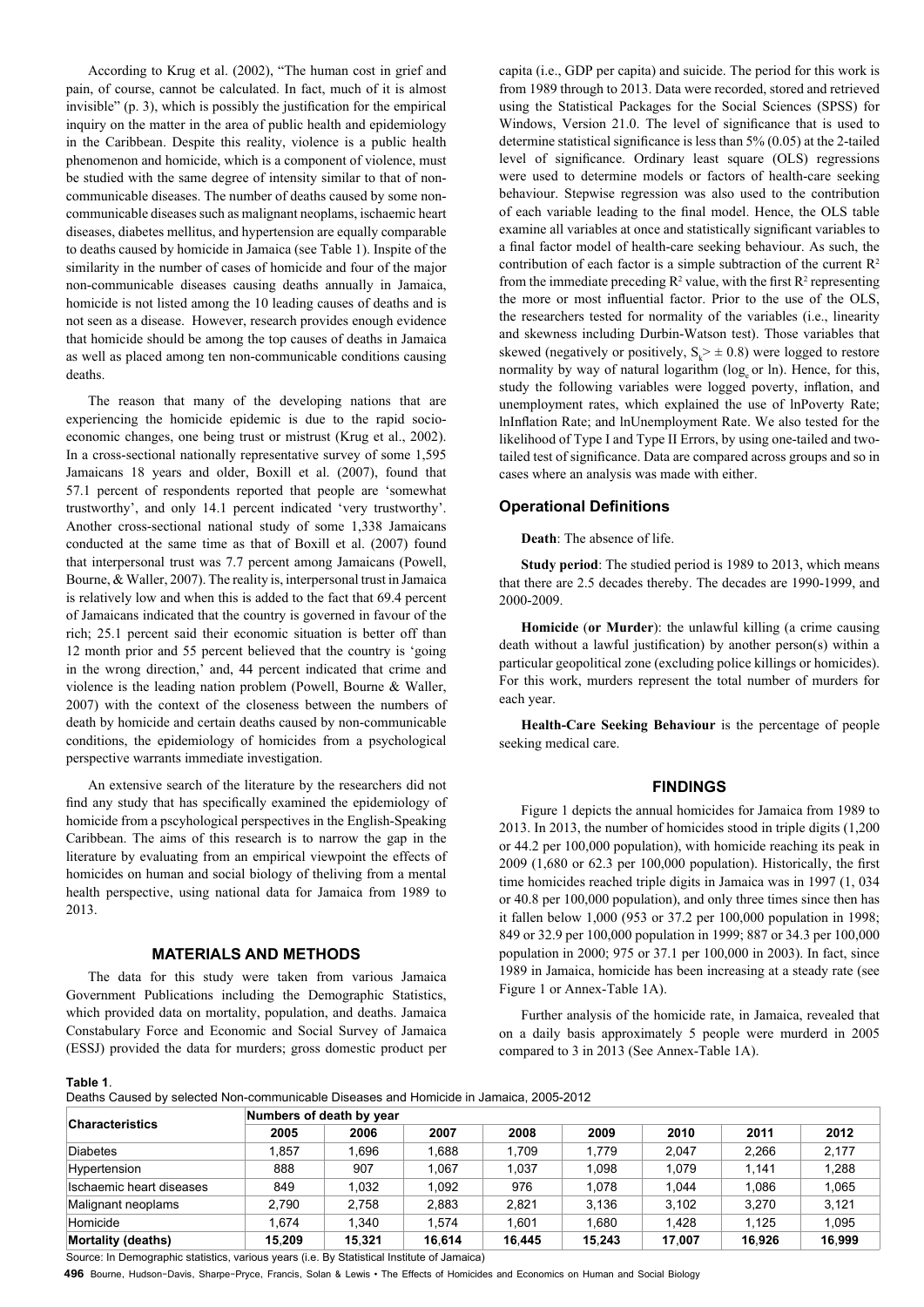According to Krug et al. (2002), "The human cost in grief and pain, of course, cannot be calculated. In fact, much of it is almost invisible" (p. 3), which is possibly the justification for the empirical inquiry on the matter in the area of public health and epidemiology in the Caribbean. Despite this reality, violence is a public health phenomenon and homicide, which is a component of violence, must be studied with the same degree of intensity similar to that of non-communicable diseases. The number of deaths caused by some non-communicable diseases such as malignant neoplams, ischaemic heart diseases, diabetes mellitus, and hypertension are equally comparable to deaths caused by homicide in Jamaica (see Table 1). Inspite of the similarity in the number of cases of homicide and four of the major non-communicable diseases causing deaths annually in Jamaica, homicide is not listed among the 10 leading causes of deaths and is not seen as a disease. However, research provides enough evidence that homicide should be among the top causes of deaths in Jamaica as well as placed among ten non-communicable conditions causing deaths.

The reason that many of the developing nations that are experiencing the homicide epidemic is due to the rapid socio-economic changes, one being trust or mistrust (Krug et al., 2002). In a cross-sectional nationally representative survey of some 1,595 Jamaicans 18 years and older, Boxill et al. (2007), found that 57.1 percent of respondents reported that people are 'somewhat trustworthy', and only 14.1 percent indicated 'very trustworthy'. Another cross-sectional national study of some 1,338 Jamaicans conducted at the same time as that of Boxill et al. (2007) found that interpersonal trust was 7.7 percent among Jamaicans (Powell, Bourne, & Waller, 2007). The reality is, interpersonal trust in Jamaica is relatively low and when this is added to the fact that 69.4 percent of Jamaicans indicated that the country is governed in favour of the rich; 25.1 percent said their economic situation is better off than 12 month prior and 55 percent believed that the country is 'going in the wrong direction,' and, 44 percent indicated that crime and violence is the leading nation problem (Powell, Bourne & Waller, 2007) with the context of the closeness between the numbers of death by homicide and certain deaths caused by non-communicable conditions, the epidemiology of homicides from a psychological perspective warrants immediate investigation.

An extensive search of the literature by the researchers did not find any study that has specifically examined the epidemiology of homicide from a pscyhological perspectives in the English-Speaking Caribbean. The aims of this research is to narrow the gap in the literature by evaluating from an empirical viewpoint the effects of homicides on human and social biology of theliving from a mental health perspective, using national data for Jamaica from 1989 to 2013.

## MATERIALS AND METHODS

The data for this study were taken from various Jamaica Government Publications including the Demographic Statistics, which provided data on mortality, population, and deaths. Jamaica Constabulary Force and Economic and Social Survey of Jamaica (ESSJ) provided the data for murders; gross domestic product per capita (i.e., GDP per capita) and suicide. The period for this work is from 1989 through to 2013. Data were recorded, stored and retrieved using the Statistical Packages for the Social Sciences (SPSS) for Windows, Version 21.0. The level of significance that is used to determine statistical significance is less than 5% (0.05) at the 2-tailed level of significance. Ordinary least square (OLS) regressions were used to determine models or factors of health-care seeking behaviour. Stepwise regression was also used to the contribution of each variable leading to the final model. Hence, the OLS table examine all variables at once and statistically significant variables to a final factor model of health-care seeking behaviour. As such, the contribution of each factor is a simple subtraction of the current $R^2$ from the immediate preceding $R^2$ value, with the first $R^2$ representing the more or most influential factor. Prior to the use of the OLS, the researchers tested for normality of the variables (i.e., linearity and skewness including Durbin-Watson test). Those variables that skewed (negatively or positively, $S_k > \pm 0.8$) were logged to restore normality by way of natural logarithm ($\log_e$ or ln). Hence, for this, study the following variables were logged poverty, inflation, and unemployment rates, which explained the use of lnPoverty Rate; lnInflation Rate; and lnUnemployment Rate. We also tested for the likelihood of Type I and Type II Errors, by using one-tailed and two-tailed test of significance. Data are compared across groups and so in cases where an analysis was made with either.

### Operational Definitions

**Death**: The absence of life.

**Study period**: The studied period is 1989 to 2013, which means that there are 2.5 decades thereby. The decades are 1990-1999, and 2000-2009.

**Homicide (or Murder)**: the unlawful killing (a crime causing death without a lawful justification) by another person(s) within a particular geopolitical zone (excluding police killings or homicides). For this work, murders represent the total number of murders for each year.

**Health-Care Seeking Behaviour** is the percentage of people seeking medical care.

## FINDINGS

Figure 1 depicts the annual homicides for Jamaica from 1989 to 2013. In 2013, the number of homicides stood in triple digits (1,200 or 44.2 per 100,000 population), with homicide reaching its peak in 2009 (1,680 or 62.3 per 100,000 population). Historically, the first time homicides reached triple digits in Jamaica was in 1997 (1, 034 or 40.8 per 100,000 population), and only three times since then has it fallen below 1,000 (953 or 37.2 per 100,000 population in 1998; 849 or 32.9 per 100,000 population in 1999; 887 or 34.3 per 100,000 population in 2000; 975 or 37.1 per 100,000 in 2003). In fact, since 1989 in Jamaica, homicide has been increasing at a steady rate (see Figure 1 or Annex-Table 1A).

Further analysis of the homicide rate, in Jamaica, revealed that on a daily basis approximately 5 people were murderd in 2005 compared to 3 in 2013 (See Annex-Table 1A).

**Table 1**.
Deaths Caused by selected Non-communicable Diseases and Homicide in Jamaica, 2005-2012

| Characteristics | Numbers of death by year | | | | | | | |
|---|---|---|---|---|---|---|---|---|
| | 2005 | 2006 | 2007 | 2008 | 2009 | 2010 | 2011 | 2012 |
| Diabetes | 1,857 | 1,696 | 1,688 | 1,709 | 1,779 | 2,047 | 2,266 | 2,177 |
| Hypertension | 888 | 907 | 1,067 | 1,037 | 1,098 | 1,079 | 1,141 | 1,288 |
| Ischaemic heart diseases | 849 | 1,032 | 1,092 | 976 | 1,078 | 1,044 | 1,086 | 1,065 |
| Malignant neoplams | 2,790 | 2,758 | 2,883 | 2,821 | 3,136 | 3,102 | 3,270 | 3,121 |
| Homicide | 1,674 | 1,340 | 1,574 | 1,601 | 1,680 | 1,428 | 1,125 | 1,095 |
| **Mortality (deaths)** | **15,209** | **15,321** | **16,614** | **16,445** | **15,243** | **17,007** | **16,926** | **16,999** |

Source: In Demographic statistics, various years (i.e. By Statistical Institute of Jamaica)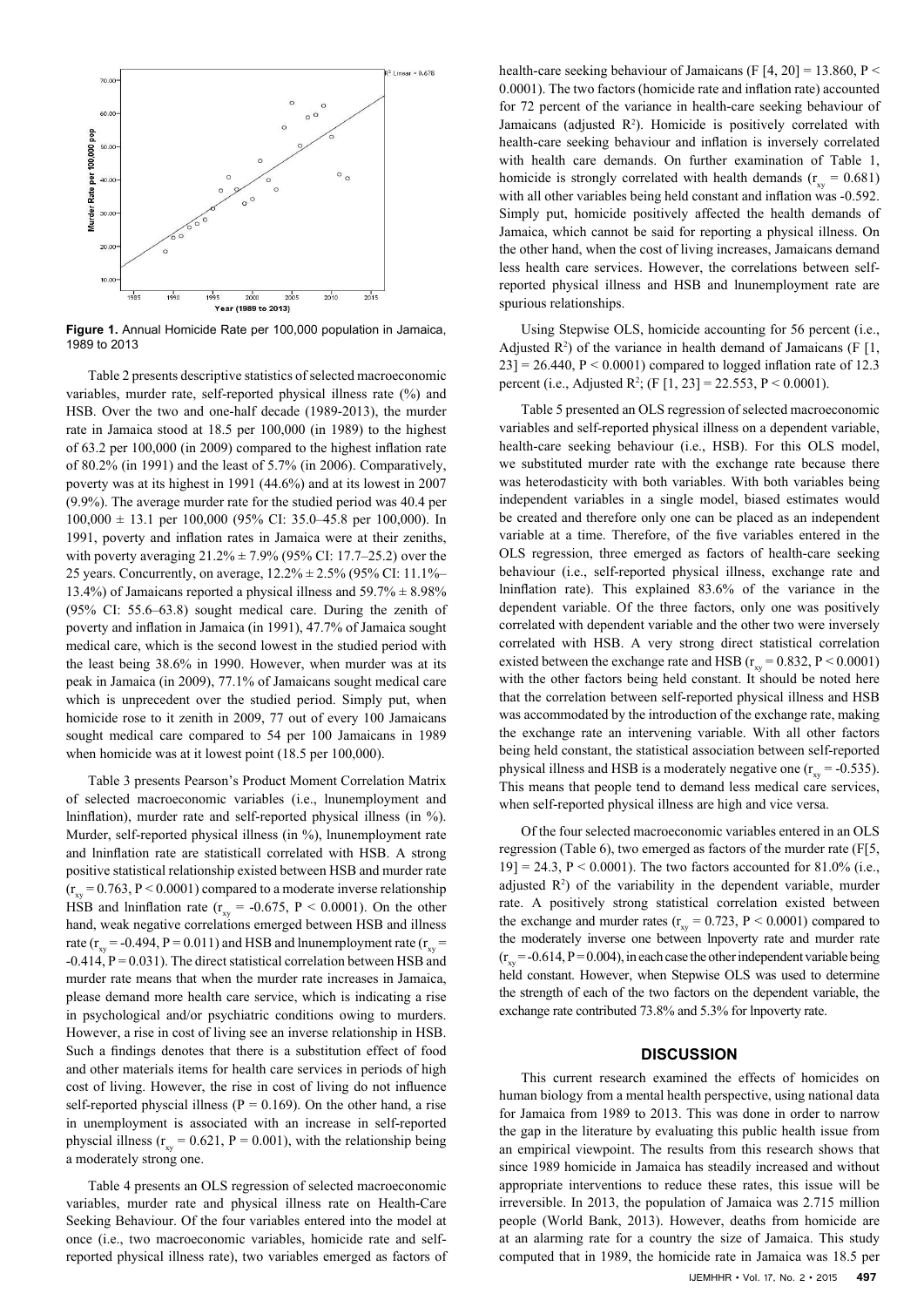Figure 1. Annual Homicide Rate per 100,000 population in Jamaica, 1989 to 2013

Table 2 presents descriptive statistics of selected macroeconomic variables, murder rate, self-reported physical illness rate (%) and HSB. Over the two and one-half decade (1989-2013), the murder rate in Jamaica stood at 18.5 per 100,000 (in 1989) to the highest of 63.2 per 100,000 (in 2009) compared to the highest inflation rate of 80.2% (in 1991) and the least of 5.7% (in 2006). Comparatively, poverty was at its highest in 1991 (44.6%) and at its lowest in 2007 (9.9%). The average murder rate for the studied period was 40.4 per 100,000 ± 13.1 per 100,000 (95% CI: 35.0–45.8 per 100,000). In 1991, poverty and inflation rates in Jamaica were at their zeniths, with poverty averaging 21.2% ± 7.9% (95% CI: 17.7–25.2) over the 25 years. Concurrently, on average, 12.2% ± 2.5% (95% CI: 11.1%–13.4%) of Jamaicans reported a physical illness and 59.7% ± 8.98% (95% CI: 55.6–63.8) sought medical care. During the zenith of poverty and inflation in Jamaica (in 1991), 47.7% of Jamaica sought medical care, which is the second lowest in the studied period with the least being 38.6% in 1990. However, when murder was at its peak in Jamaica (in 2009), 77.1% of Jamaicans sought medical care which is unprecedent over the studied period. Simply put, when homicide rose to it zenith in 2009, 77 out of every 100 Jamaicans sought medical care compared to 54 per 100 Jamaicans in 1989 when homicide was at it lowest point (18.5 per 100,000).

Table 3 presents Pearson's Product Moment Correlation Matrix of selected macroeconomic variables (i.e., lnunemployment and lninflation), murder rate and self-reported physical illness (in %). Murder, self-reported physical illness (in %), lnunemployment rate and lninflation rate are statisticall correlated with HSB. A strong positive statistical relationship existed between HSB and murder rate ($r_{xy}$ = 0.763, P < 0.0001) compared to a moderate inverse relationship HSB and lninflation rate ($r_{xy}$ = -0.675, P < 0.0001). On the other hand, weak negative correlations emerged between HSB and illness rate ($r_{xy}$ = -0.494, P = 0.011) and HSB and lnunemployment rate ($r_{xy}$ = -0.414, P = 0.031). The direct statistical correlation between HSB and murder rate means that when the murder rate increases in Jamaica, please demand more health care service, which is indicating a rise in psychological and/or psychiatric conditions owing to murders. However, a rise in cost of living see an inverse relationship in HSB. Such a findings denotes that there is a substitution effect of food and other materials items for health care services in periods of high cost of living. However, the rise in cost of living do not influence self-reported physcial illness (P = 0.169). On the other hand, a rise in unemployment is associated with an increase in self-reported physcial illness ($r_{xy}$ = 0.621, P = 0.001), with the relationship being a moderately strong one.

Table 4 presents an OLS regression of selected macroeconomic variables, murder rate and physical illness rate on Health-Care Seeking Behaviour. Of the four variables entered into the model at once (i.e., two macroeconomic variables, homicide rate and self-reported physical illness rate), two variables emerged as factors of health-care seeking behaviour of Jamaicans (F [4, 20] = 13.860, P < 0.0001). The two factors (homicide rate and inflation rate) accounted for 72 percent of the variance in health-care seeking behaviour of Jamaicans (adjusted $R^2$). Homicide is positively correlated with health-care seeking behaviour and inflation is inversely correlated with health care demands. On further examination of Table 1, homicide is strongly correlated with health demands ($r_{xy}$ = 0.681) with all other variables being held constant and inflation was -0.592. Simply put, homicide positively affected the health demands of Jamaica, which cannot be said for reporting a physical illness. On the other hand, when the cost of living increases, Jamaicans demand less health care services. However, the correlations between self-reported physical illness and HSB and lnunemployment rate are spurious relationships.

Using Stepwise OLS, homicide accounting for 56 percent (i.e., Adjusted $R^2$) of the variance in health demand of Jamaicans (F [1, 23] = 26.440, P < 0.0001) compared to logged inflation rate of 12.3 percent (i.e., Adjusted $R^2$; (F [1, 23] = 22.553, P < 0.0001).

Table 5 presented an OLS regression of selected macroeconomic variables and self-reported physical illness on a dependent variable, health-care seeking behaviour (i.e., HSB). For this OLS model, we substituted murder rate with the exchange rate because there was heterodasticity with both variables. With both variables being independent variables in a single model, biased estimates would be created and therefore only one can be placed as an independent variable at a time. Therefore, of the five variables entered in the OLS regression, three emerged as factors of health-care seeking behaviour (i.e., self-reported physical illness, exchange rate and lninflation rate). This explained 83.6% of the variance in the dependent variable. Of the three factors, only one was positively correlated with dependent variable and the other two were inversely correlated with HSB. A very strong direct statistical correlation existed between the exchange rate and HSB ($r_{xy}$ = 0.832, P < 0.0001) with the other factors being held constant. It should be noted here that the correlation between self-reported physical illness and HSB was accommodated by the introduction of the exchange rate, making the exchange rate an intervening variable. With all other factors being held constant, the statistical association between self-reported physical illness and HSB is a moderately negative one ($r_{xy}$ = -0.535). This means that people tend to demand less medical care services, when self-reported physical illness are high and vice versa.

Of the four selected macroeconomic variables entered in an OLS regression (Table 6), two emerged as factors of the murder rate (F[5, 19] = 24.3, P < 0.0001). The two factors accounted for 81.0% (i.e., adjusted $R^2$) of the variability in the dependent variable, murder rate. A positively strong statistical correlation existed between the exchange and murder rates ($r_{xy}$ = 0.723, P < 0.0001) compared to the moderately inverse one between lnpoverty rate and murder rate ($r_{xy}$ = -0.614, P = 0.004), in each case the other independent variable being held constant. However, when Stepwise OLS was used to determine the strength of each of the two factors on the dependent variable, the exchange rate contributed 73.8% and 5.3% for lnpoverty rate.

## DISCUSSION

This current research examined the effects of homicides on human biology from a mental health perspective, using national data for Jamaica from 1989 to 2013. This was done in order to narrow the gap in the literature by evaluating this public health issue from an empirical viewpoint. The results from this research shows that since 1989 homicide in Jamaica has steadily increased and without appropriate interventions to reduce these rates, this issue will be irreversible. In 2013, the population of Jamaica was 2.715 million people (World Bank, 2013). However, deaths from homicide are at an alarming rate for a country the size of Jamaica. This study computed that in 1989, the homicide rate in Jamaica was 18.5 per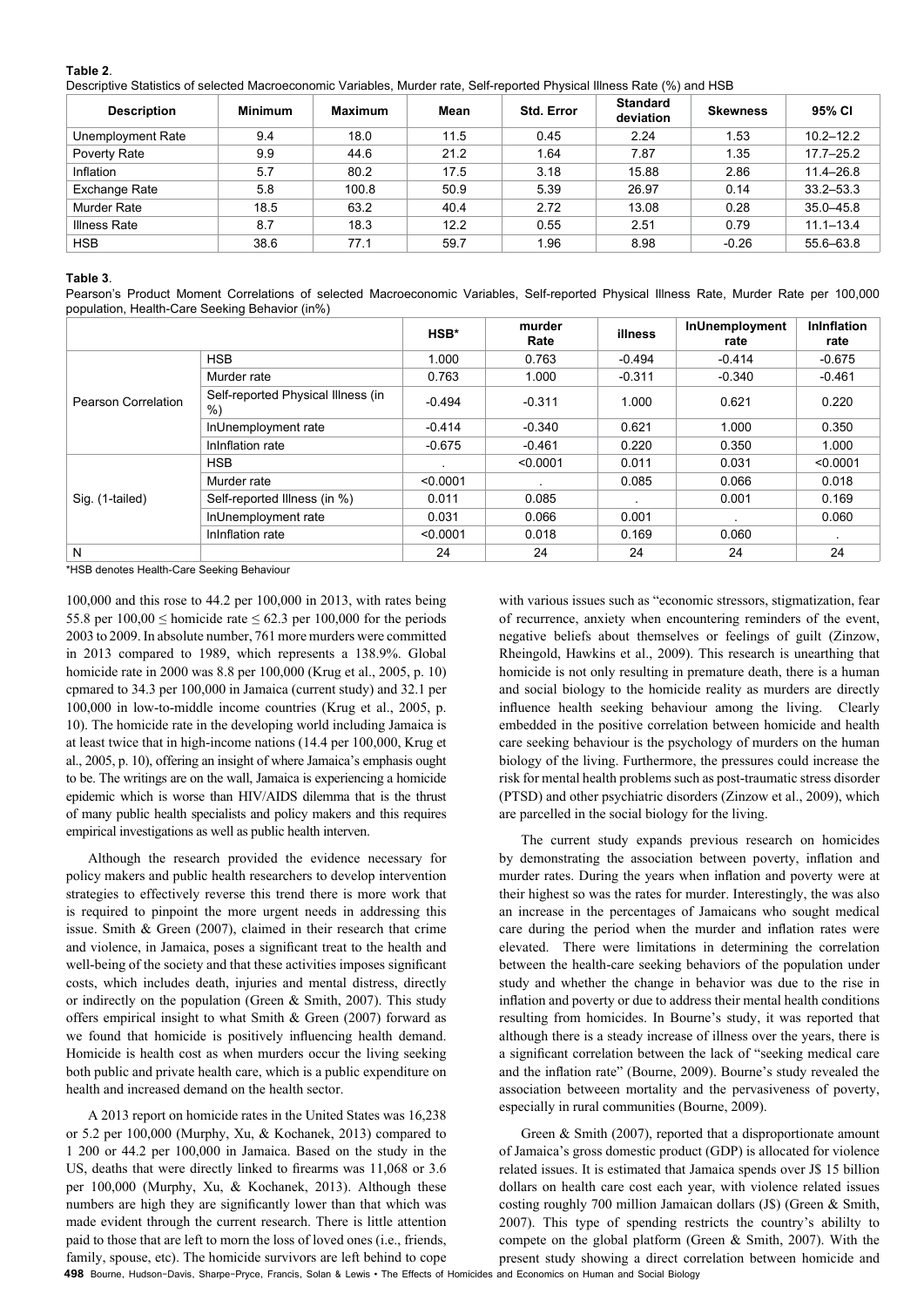**Table 2**.
Descriptive Statistics of selected Macroeconomic Variables, Murder rate, Self-reported Physical Illness Rate (%) and HSB

| Description | Minimum | Maximum | Mean | Std. Error | Standard deviation | Skewness | 95% CI |
|---|---|---|---|---|---|---|---|
| Unemployment Rate | 9.4 | 18.0 | 11.5 | 0.45 | 2.24 | 1.53 | 10.2–12.2 |
| Poverty Rate | 9.9 | 44.6 | 21.2 | 1.64 | 7.87 | 1.35 | 17.7–25.2 |
| Inflation | 5.7 | 80.2 | 17.5 | 3.18 | 15.88 | 2.86 | 11.4–26.8 |
| Exchange Rate | 5.8 | 100.8 | 50.9 | 5.39 | 26.97 | 0.14 | 33.2–53.3 |
| Murder Rate | 18.5 | 63.2 | 40.4 | 2.72 | 13.08 | 0.28 | 35.0–45.8 |
| Illness Rate | 8.7 | 18.3 | 12.2 | 0.55 | 2.51 | 0.79 | 11.1–13.4 |
| HSB | 38.6 | 77.1 | 59.7 | 1.96 | 8.98 | -0.26 | 55.6–63.8 |

**Table 3**.
Pearson's Product Moment Correlations of selected Macroeconomic Variables, Self-reported Physical Illness Rate, Murder Rate per 100,000 population, Health-Care Seeking Behavior (in%)

| | | HSB* | murder Rate | illness | lnUnemployment rate | lnInflation rate |
|---|---|---|---|---|---|---|
| Pearson Correlation | HSB | 1.000 | 0.763 | -0.494 | -0.414 | -0.675 |
| | Murder rate | 0.763 | 1.000 | -0.311 | -0.340 | -0.461 |
| | Self-reported Physical Illness (in %) | -0.494 | -0.311 | 1.000 | 0.621 | 0.220 |
| | lnUnemployment rate | -0.414 | -0.340 | 0.621 | 1.000 | 0.350 |
| | lnInflation rate | -0.675 | -0.461 | 0.220 | 0.350 | 1.000 |
| Sig. (1-tailed) | HSB | . | <0.0001 | 0.011 | 0.031 | <0.0001 |
| | Murder rate | <0.0001 | . | 0.085 | 0.066 | 0.018 |
| | Self-reported Illness (in %) | 0.011 | 0.085 | . | 0.001 | 0.169 |
| | lnUnemployment rate | 0.031 | 0.066 | 0.001 | . | 0.060 |
| | lnInflation rate | <0.0001 | 0.018 | 0.169 | 0.060 | . |
| N | | 24 | 24 | 24 | 24 | 24 |

*HSB denotes Health-Care Seeking Behaviour

100,000 and this rose to 44.2 per 100,000 in 2013, with rates being 55.8 per 100,00 ≤ homicide rate ≤ 62.3 per 100,000 for the periods 2003 to 2009. In absolute number, 761 more murders were committed in 2013 compared to 1989, which represents a 138.9%. Global homicide rate in 2000 was 8.8 per 100,000 (Krug et al., 2005, p. 10) cpmared to 34.3 per 100,000 in Jamaica (current study) and 32.1 per 100,000 in low-to-middle income countries (Krug et al., 2005, p. 10). The homicide rate in the developing world including Jamaica is at least twice that in high-income nations (14.4 per 100,000, Krug et al., 2005, p. 10), offering an insight of where Jamaica's emphasis ought to be. The writings are on the wall, Jamaica is experiencing a homicide epidemic which is worse than HIV/AIDS dilemma that is the thrust of many public health specialists and policy makers and this requires empirical investigations as well as public health interven.

Although the research provided the evidence necessary for policy makers and public health researchers to develop intervention strategies to effectively reverse this trend there is more work that is required to pinpoint the more urgent needs in addressing this issue. Smith & Green (2007), claimed in their research that crime and violence, in Jamaica, poses a significant treat to the health and well-being of the society and that these activities imposes significant costs, which includes death, injuries and mental distress, directly or indirectly on the population (Green & Smith, 2007). This study offers empirical insight to what Smith & Green (2007) forward as we found that homicide is positively influencing health demand. Homicide is health cost as when murders occur the living seeking both public and private health care, which is a public expenditure on health and increased demand on the health sector.

A 2013 report on homicide rates in the United States was 16,238 or 5.2 per 100,000 (Murphy, Xu, & Kochanek, 2013) compared to 1 200 or 44.2 per 100,000 in Jamaica. Based on the study in the US, deaths that were directly linked to firearms was 11,068 or 3.6 per 100,000 (Murphy, Xu, & Kochanek, 2013). Although these numbers are high they are significantly lower than that which was made evident through the current research. There is little attention paid to those that are left to morn the loss of loved ones (i.e., friends, family, spouse, etc). The homicide survivors are left behind to cope with various issues such as "economic stressors, stigmatization, fear of recurrence, anxiety when encountering reminders of the event, negative beliefs about themselves or feelings of guilt (Zinzow, Rheingold, Hawkins et al., 2009). This research is unearthing that homicide is not only resulting in premature death, there is a human and social biology to the homicide reality as murders are directly influence health seeking behaviour among the living. Clearly embedded in the positive correlation between homicide and health care seeking behaviour is the psychology of murders on the human biology of the living. Furthermore, the pressures could increase the risk for mental health problems such as post-traumatic stress disorder (PTSD) and other psychiatric disorders (Zinzow et al., 2009), which are parcelled in the social biology for the living.

The current study expands previous research on homicides by demonstrating the association between poverty, inflation and murder rates. During the years when inflation and poverty were at their highest so was the rates for murder. Interestingly, the was also an increase in the percentages of Jamaicans who sought medical care during the period when the murder and inflation rates were elevated. There were limitations in determining the correlation between the health-care seeking behaviors of the population under study and whether the change in behavior was due to the rise in inflation and poverty or due to address their mental health conditions resulting from homicides. In Bourne's study, it was reported that although there is a steady increase of illness over the years, there is a significant correlation between the lack of "seeking medical care and the inflation rate" (Bourne, 2009). Bourne's study revealed the association betweeen mortality and the pervasiveness of poverty, especially in rural communities (Bourne, 2009).

Green & Smith (2007), reported that a disproportionate amount of Jamaica's gross domestic product (GDP) is allocated for violence related issues. It is estimated that Jamaica spends over J$ 15 billion dollars on health care cost each year, with violence related issues costing roughly 700 million Jamaican dollars (J$) (Green & Smith, 2007). This type of spending restricts the country's abililty to compete on the global platform (Green & Smith, 2007). With the present study showing a direct correlation between homicide and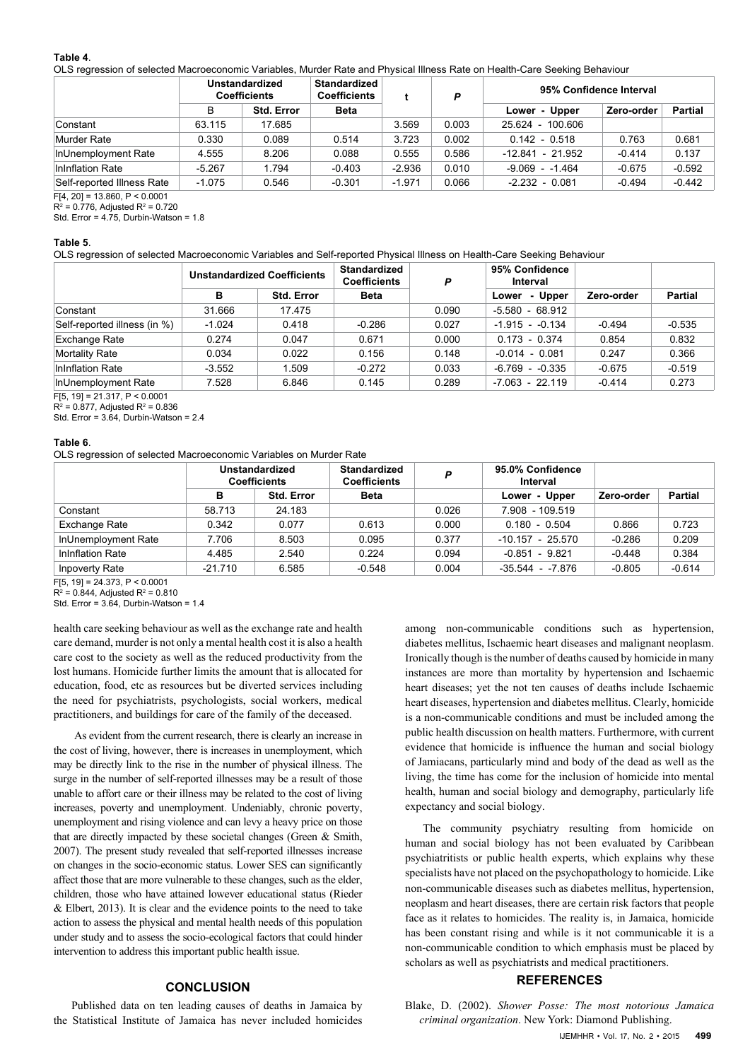**Table 4**.

OLS regression of selected Macroeconomic Variables, Murder Rate and Physical Illness Rate on Health-Care Seeking Behaviour

| | Unstandardized Coefficients | | Standardized Coefficients | t | *P* | 95% Confidence Interval | | |
|---|---|---|---|---|---|---|---|---|
| | B | Std. Error | Beta | | | Lower - Upper | Zero-order | Partial |
| Constant | 63.115 | 17.685 | | 3.569 | 0.003 | 25.624 - 100.606 | | |
| Murder Rate | 0.330 | 0.089 | 0.514 | 3.723 | 0.002 | 0.142 - 0.518 | 0.763 | 0.681 |
| lnUnemployment Rate | 4.555 | 8.206 | 0.088 | 0.555 | 0.586 | -12.841 - 21.952 | -0.414 | 0.137 |
| lnInflation Rate | -5.267 | 1.794 | -0.403 | -2.936 | 0.010 | -9.069 - -1.464 | -0.675 | -0.592 |
| Self-reported Illness Rate | -1.075 | 0.546 | -0.301 | -1.971 | 0.066 | -2.232 - 0.081 | -0.494 | -0.442 |

$F[4, 20] = 13.860$, $P < 0.0001$

$R^2 = 0.776$, Adjusted $R^2 = 0.720$

Std. Error = 4.75, Durbin-Watson = 1.8

**Table 5**.

OLS regression of selected Macroeconomic Variables and Self-reported Physical Illness on Health-Care Seeking Behaviour

| | Unstandardized Coefficients | | Standardized Coefficients | *P* | 95% Confidence Interval | | |
|---|---|---|---|---|---|---|---|
| | B | Std. Error | Beta | | Lower - Upper | Zero-order | Partial |
| Constant | 31.666 | 17.475 | | 0.090 | -5.580 - 68.912 | | |
| Self-reported illness (in %) | -1.024 | 0.418 | -0.286 | 0.027 | -1.915 - -0.134 | -0.494 | -0.535 |
| Exchange Rate | 0.274 | 0.047 | 0.671 | 0.000 | 0.173 - 0.374 | 0.854 | 0.832 |
| Mortality Rate | 0.034 | 0.022 | 0.156 | 0.148 | -0.014 - 0.081 | 0.247 | 0.366 |
| lnInflation Rate | -3.552 | 1.509 | -0.272 | 0.033 | -6.769 - -0.335 | -0.675 | -0.519 |
| lnUnemployment Rate | 7.528 | 6.846 | 0.145 | 0.289 | -7.063 - 22.119 | -0.414 | 0.273 |

$F[5, 19] = 21.317$, $P < 0.0001$

$R^2 = 0.877$, Adjusted $R^2 = 0.836$

Std. Error = 3.64, Durbin-Watson = 2.4

**Table 6**.

OLS regression of selected Macroeconomic Variables on Murder Rate

| | Unstandardized Coefficients | | Standardized Coefficients | *P* | 95.0% Confidence Interval | | |
|---|---|---|---|---|---|---|---|
| | B | Std. Error | Beta | | Lower - Upper | Zero-order | Partial |
| Constant | 58.713 | 24.183 | | 0.026 | 7.908 - 109.519 | | |
| Exchange Rate | 0.342 | 0.077 | 0.613 | 0.000 | 0.180 - 0.504 | 0.866 | 0.723 |
| lnUnemployment Rate | 7.706 | 8.503 | 0.095 | 0.377 | -10.157 - 25.570 | -0.286 | 0.209 |
| lnInflation Rate | 4.485 | 2.540 | 0.224 | 0.094 | -0.851 - 9.821 | -0.448 | 0.384 |
| lnpoverty Rate | -21.710 | 6.585 | -0.548 | 0.004 | -35.544 - -7.876 | -0.805 | -0.614 |

$F[5, 19] = 24.373$, $P < 0.0001$

$R^2 = 0.844$, Adjusted $R^2 = 0.810$

Std. Error = 3.64, Durbin-Watson = 1.4

health care seeking behaviour as well as the exchange rate and health care demand, murder is not only a mental health cost it is also a health care cost to the society as well as the reduced productivity from the lost humans. Homicide further limits the amount that is allocated for education, food, etc as resources but be diverted services including the need for psychiatrists, psychologists, social workers, medical practitioners, and buildings for care of the family of the deceased.

As evident from the current research, there is clearly an increase in the cost of living, however, there is increases in unemployment, which may be directly link to the rise in the number of physical illness. The surge in the number of self-reported illnesses may be a result of those unable to affort care or their illness may be related to the cost of living increases, poverty and unemployment. Undeniably, chronic poverty, unemployment and rising violence and can levy a heavy price on those that are directly impacted by these societal changes (Green & Smith, 2007). The present study revealed that self-reported illnesses increase on changes in the socio-economic status. Lower SES can significantly affect those that are more vulnerable to these changes, such as the elder, children, those who have attained lowever educational status (Rieder & Elbert, 2013). It is clear and the evidence points to the need to take action to assess the physical and mental health needs of this population under study and to assess the socio-ecological factors that could hinder intervention to address this important public health issue.

## CONCLUSION

Published data on ten leading causes of deaths in Jamaica by the Statistical Institute of Jamaica has never included homicides among non-communicable conditions such as hypertension, diabetes mellitus, Ischaemic heart diseases and malignant neoplasm. Ironically though is the number of deaths caused by homicide in many instances are more than mortality by hypertension and Ischaemic heart diseases; yet the not ten causes of deaths include Ischaemic heart diseases, hypertension and diabetes mellitus. Clearly, homicide is a non-communicable conditions and must be included among the public health discussion on health matters. Furthermore, with current evidence that homicide is influence the human and social biology of Jamaicans, particularly mind and body of the dead as well as the living, the time has come for the inclusion of homicide into mental health, human and social biology and demography, particularly life expectancy and social biology.

The community psychiatry resulting from homicide on human and social biology has not been evaluated by Caribbean psychiatritists or public health experts, which explains why these specialists have not placed on the psychopathology to homicide. Like non-communicable diseases such as diabetes mellitus, hypertension, neoplasm and heart diseases, there are certain risk factors that people face as it relates to homicides. The reality is, in Jamaica, homicide has been constant rising and while is it not communicable it is a non-communicable condition to which emphasis must be placed by scholars as well as psychiatrists and medical practitioners.

## REFERENCES

Blake, D. (2002). *Shower Posse: The most notorious Jamaica criminal organization*. New York: Diamond Publishing.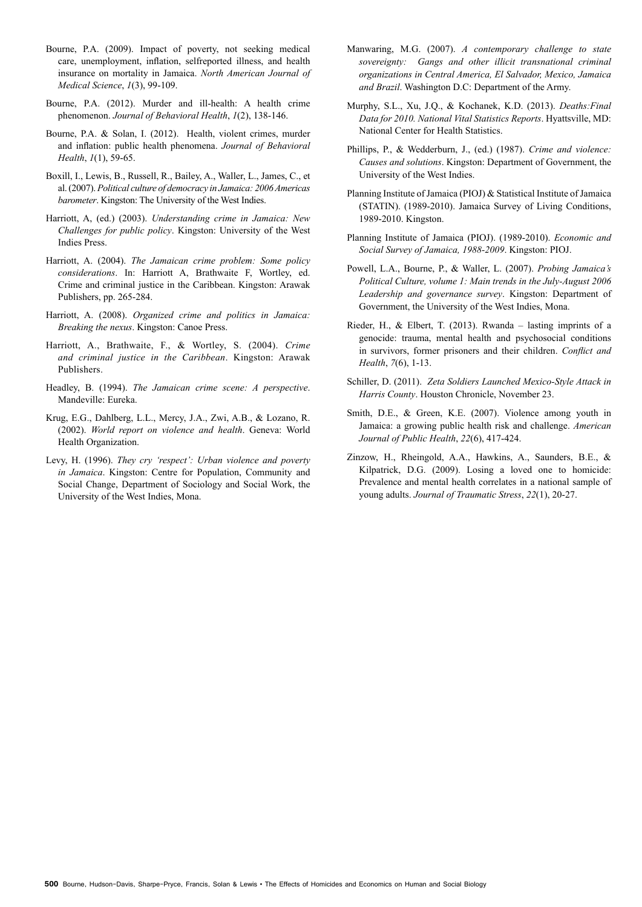Bourne, P.A. (2009). Impact of poverty, not seeking medical care, unemployment, inflation, selfreported illness, and health insurance on mortality in Jamaica. *North American Journal of Medical Science*, *1*(3), 99-109.

Bourne, P.A. (2012). Murder and ill-health: A health crime phenomenon. *Journal of Behavioral Health*, *1*(2), 138-146.

Bourne, P.A. & Solan, I. (2012). Health, violent crimes, murder and inflation: public health phenomena. *Journal of Behavioral Health*, *1*(1), 59-65.

Boxill, I., Lewis, B., Russell, R., Bailey, A., Waller, L., James, C., et al. (2007). *Political culture of democracy in Jamaica: 2006 Americas barometer*. Kingston: The University of the West Indies.

Harriott, A, (ed.) (2003). *Understanding crime in Jamaica: New Challenges for public policy*. Kingston: University of the West Indies Press.

Harriott, A. (2004). *The Jamaican crime problem: Some policy considerations*. In: Harriott A, Brathwaite F, Wortley, ed. Crime and criminal justice in the Caribbean. Kingston: Arawak Publishers, pp. 265-284.

Harriott, A. (2008). *Organized crime and politics in Jamaica: Breaking the nexus*. Kingston: Canoe Press.

Harriott, A., Brathwaite, F., & Wortley, S. (2004). *Crime and criminal justice in the Caribbean*. Kingston: Arawak Publishers.

Headley, B. (1994). *The Jamaican crime scene: A perspective*. Mandeville: Eureka.

Krug, E.G., Dahlberg, L.L., Mercy, J.A., Zwi, A.B., & Lozano, R. (2002). *World report on violence and health*. Geneva: World Health Organization.

Levy, H. (1996). *They cry 'respect': Urban violence and poverty in Jamaica*. Kingston: Centre for Population, Community and Social Change, Department of Sociology and Social Work, the University of the West Indies, Mona.

Manwaring, M.G. (2007). *A contemporary challenge to state sovereignty: Gangs and other illicit transnational criminal organizations in Central America, El Salvador, Mexico, Jamaica and Brazil*. Washington D.C: Department of the Army.

Murphy, S.L., Xu, J.Q., & Kochanek, K.D. (2013). *Deaths:Final Data for 2010. National Vital Statistics Reports*. Hyattsville, MD: National Center for Health Statistics.

Phillips, P., & Wedderburn, J., (ed.) (1987). *Crime and violence: Causes and solutions*. Kingston: Department of Government, the University of the West Indies.

Planning Institute of Jamaica (PIOJ) & Statistical Institute of Jamaica (STATIN). (1989-2010). Jamaica Survey of Living Conditions, 1989-2010. Kingston.

Planning Institute of Jamaica (PIOJ). (1989-2010). *Economic and Social Survey of Jamaica, 1988-2009*. Kingston: PIOJ.

Powell, L.A., Bourne, P., & Waller, L. (2007). *Probing Jamaica's Political Culture, volume 1: Main trends in the July-August 2006 Leadership and governance survey*. Kingston: Department of Government, the University of the West Indies, Mona.

Rieder, H., & Elbert, T. (2013). Rwanda – lasting imprints of a genocide: trauma, mental health and psychosocial conditions in survivors, former prisoners and their children. *Conflict and Health*, *7*(6), 1-13.

Schiller, D. (2011). *Zeta Soldiers Launched Mexico-Style Attack in Harris County*. Houston Chronicle, November 23.

Smith, D.E., & Green, K.E. (2007). Violence among youth in Jamaica: a growing public health risk and challenge. *American Journal of Public Health*, *22*(6), 417-424.

Zinzow, H., Rheingold, A.A., Hawkins, A., Saunders, B.E., & Kilpatrick, D.G. (2009). Losing a loved one to homicide: Prevalence and mental health correlates in a national sample of young adults. *Journal of Traumatic Stress*, *22*(1), 20-27.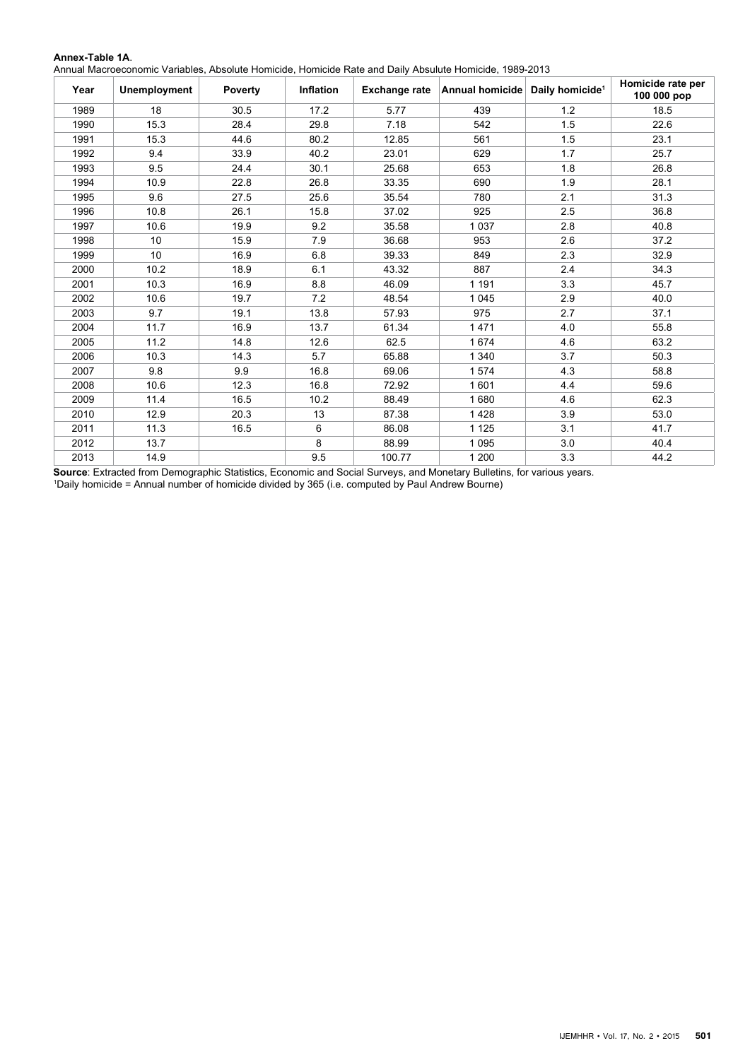**Annex-Table 1A**.
Annual Macroeconomic Variables, Absolute Homicide, Homicide Rate and Daily Absulute Homicide, 1989-2013

| Year | Unemployment | Poverty | Inflation | Exchange rate | Annual homicide | Daily homicide[1] | Homicide rate per 100 000 pop |
|---|---|---|---|---|---|---|---|
| 1989 | 18 | 30.5 | 17.2 | 5.77 | 439 | 1.2 | 18.5 |
| 1990 | 15.3 | 28.4 | 29.8 | 7.18 | 542 | 1.5 | 22.6 |
| 1991 | 15.3 | 44.6 | 80.2 | 12.85 | 561 | 1.5 | 23.1 |
| 1992 | 9.4 | 33.9 | 40.2 | 23.01 | 629 | 1.7 | 25.7 |
| 1993 | 9.5 | 24.4 | 30.1 | 25.68 | 653 | 1.8 | 26.8 |
| 1994 | 10.9 | 22.8 | 26.8 | 33.35 | 690 | 1.9 | 28.1 |
| 1995 | 9.6 | 27.5 | 25.6 | 35.54 | 780 | 2.1 | 31.3 |
| 1996 | 10.8 | 26.1 | 15.8 | 37.02 | 925 | 2.5 | 36.8 |
| 1997 | 10.6 | 19.9 | 9.2 | 35.58 | 1 037 | 2.8 | 40.8 |
| 1998 | 10 | 15.9 | 7.9 | 36.68 | 953 | 2.6 | 37.2 |
| 1999 | 10 | 16.9 | 6.8 | 39.33 | 849 | 2.3 | 32.9 |
| 2000 | 10.2 | 18.9 | 6.1 | 43.32 | 887 | 2.4 | 34.3 |
| 2001 | 10.3 | 16.9 | 8.8 | 46.09 | 1 191 | 3.3 | 45.7 |
| 2002 | 10.6 | 19.7 | 7.2 | 48.54 | 1 045 | 2.9 | 40.0 |
| 2003 | 9.7 | 19.1 | 13.8 | 57.93 | 975 | 2.7 | 37.1 |
| 2004 | 11.7 | 16.9 | 13.7 | 61.34 | 1 471 | 4.0 | 55.8 |
| 2005 | 11.2 | 14.8 | 12.6 | 62.5 | 1 674 | 4.6 | 63.2 |
| 2006 | 10.3 | 14.3 | 5.7 | 65.88 | 1 340 | 3.7 | 50.3 |
| 2007 | 9.8 | 9.9 | 16.8 | 69.06 | 1 574 | 4.3 | 58.8 |
| 2008 | 10.6 | 12.3 | 16.8 | 72.92 | 1 601 | 4.4 | 59.6 |
| 2009 | 11.4 | 16.5 | 10.2 | 88.49 | 1 680 | 4.6 | 62.3 |
| 2010 | 12.9 | 20.3 | 13 | 87.38 | 1 428 | 3.9 | 53.0 |
| 2011 | 11.3 | 16.5 | 6 | 86.08 | 1 125 | 3.1 | 41.7 |
| 2012 | 13.7 | | 8 | 88.99 | 1 095 | 3.0 | 40.4 |
| 2013 | 14.9 | | 9.5 | 100.77 | 1 200 | 3.3 | 44.2 |

**Source**: Extracted from Demographic Statistics, Economic and Social Surveys, and Monetary Bulletins, for various years.
[1]Daily homicide = Annual number of homicide divided by 365 (i.e. computed by Paul Andrew Bourne)